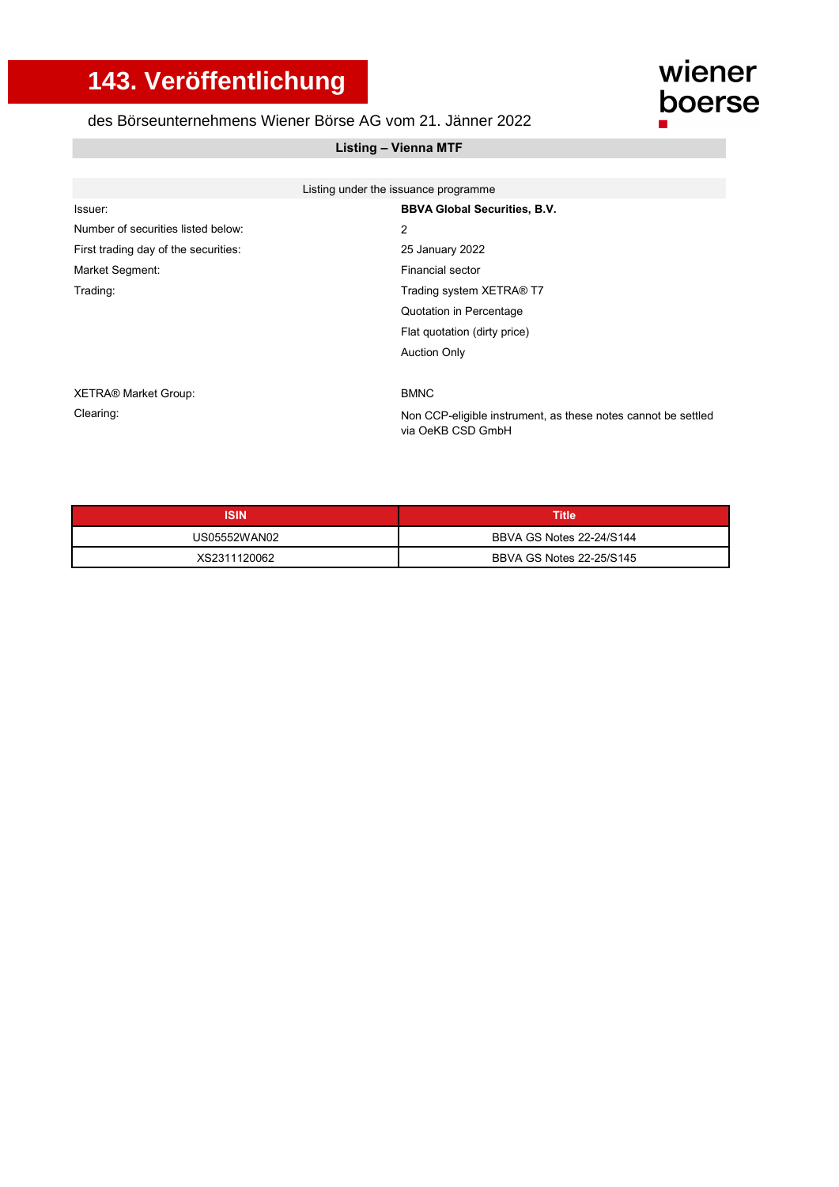# 143. Veröffentlichung

des Börseunternehmens Wiener Börse AG vom 21. Jänner 2022

wiener boerse

## Listing – Vienna MTF

Listing under the issuance programme

| | |
|---|---|
| Issuer: | **BBVA Global Securities, B.V.** |
| Number of securities listed below: | 2 |
| First trading day of the securities: | 25 January 2022 |
| Market Segment: | Financial sector |
| Trading: | Trading system XETRA® T7<br>Quotation in Percentage<br>Flat quotation (dirty price)<br>Auction Only |
| XETRA® Market Group: | BMNC |
| Clearing: | Non CCP-eligible instrument, as these notes cannot be settled via OeKB CSD GmbH |

| ISIN | Title |
|---|---|
| US05552WAN02 | BBVA GS Notes 22-24/S144 |
| XS2311120062 | BBVA GS Notes 22-25/S145 |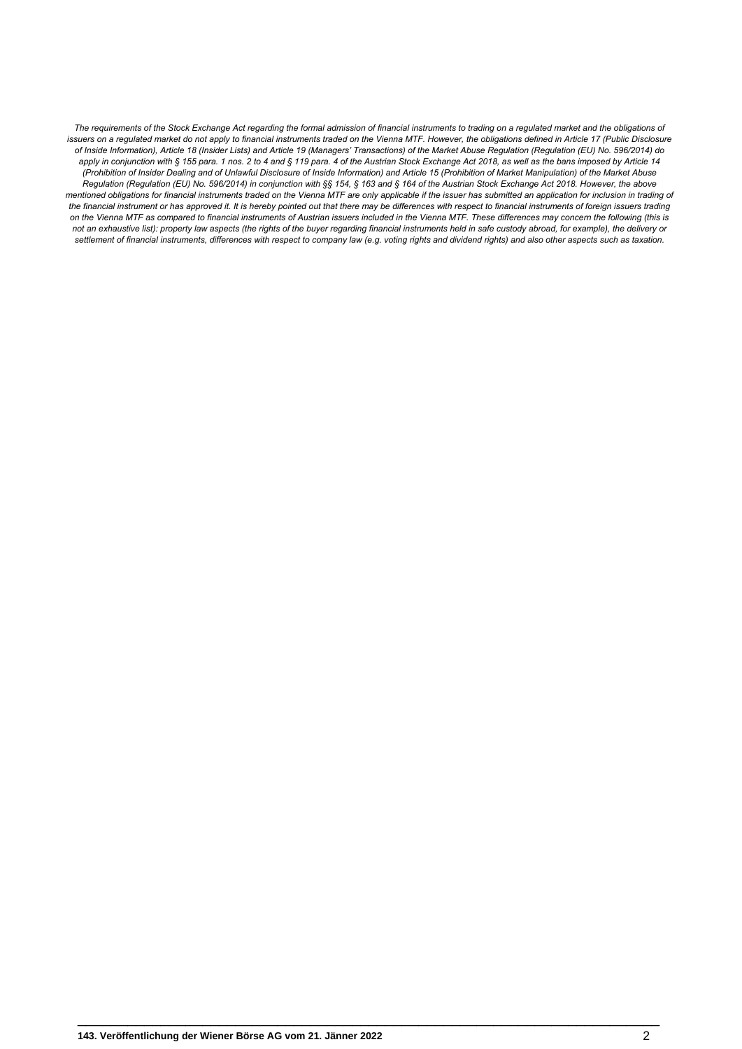*The requirements of the Stock Exchange Act regarding the formal admission of financial instruments to trading on a regulated market and the obligations of issuers on a regulated market do not apply to financial instruments traded on the Vienna MTF. However, the obligations defined in Article 17 (Public Disclosure of Inside Information), Article 18 (Insider Lists) and Article 19 (Managers' Transactions) of the Market Abuse Regulation (Regulation (EU) No. 596/2014) do apply in conjunction with § 155 para. 1 nos. 2 to 4 and § 119 para. 4 of the Austrian Stock Exchange Act 2018, as well as the bans imposed by Article 14 (Prohibition of Insider Dealing and of Unlawful Disclosure of Inside Information) and Article 15 (Prohibition of Market Manipulation) of the Market Abuse Regulation (Regulation (EU) No. 596/2014) in conjunction with §§ 154, § 163 and § 164 of the Austrian Stock Exchange Act 2018. However, the above mentioned obligations for financial instruments traded on the Vienna MTF are only applicable if the issuer has submitted an application for inclusion in trading of the financial instrument or has approved it. It is hereby pointed out that there may be differences with respect to financial instruments of foreign issuers trading on the Vienna MTF as compared to financial instruments of Austrian issuers included in the Vienna MTF. These differences may concern the following (this is not an exhaustive list): property law aspects (the rights of the buyer regarding financial instruments held in safe custody abroad, for example), the delivery or settlement of financial instruments, differences with respect to company law (e.g. voting rights and dividend rights) and also other aspects such as taxation.*